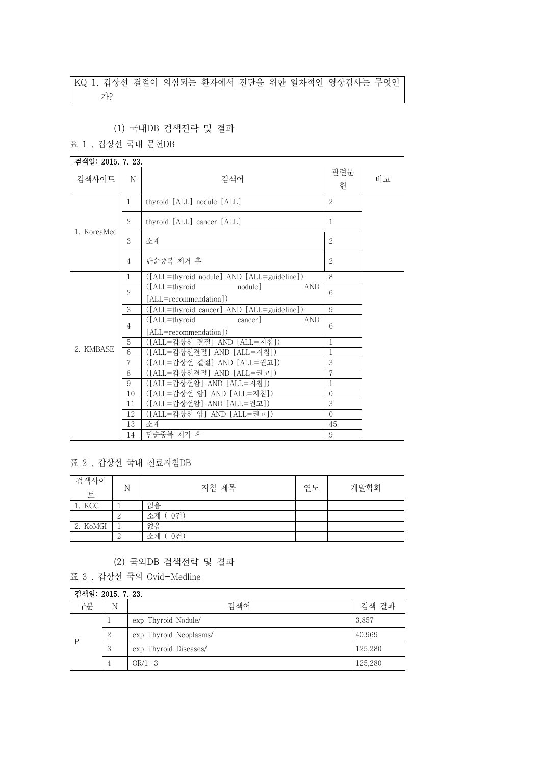KQ 1. 갑상선 결절이 의심되는 환자에서 진단을 위한 일차적인 영상검사는 무엇인가?

(1) 국내DB 검색전략 및 결과

표 1 . 갑상선 국내 문헌DB

검색일: 2015. 7. 23.

| 검색사이트 | N | 검색어 | 관련문헌 | 비고 |
|---|---|---|---|---|
| 1. KoreaMed | 1 | thyroid [ALL] nodule [ALL] | 2 | |
| | 2 | thyroid [ALL] cancer [ALL] | 1 | |
| | 3 | 소계 | 2 | |
| | 4 | 단순중복 제거 후 | 2 | |
| 2. KMBASE | 1 | ([ALL=thyroid nodule] AND [ALL=guideline]) | 8 | |
| | 2 | ([ALL=thyroid nodule] AND [ALL=recommendation]) | 6 | |
| | 3 | ([ALL=thyroid cancer] AND [ALL=guideline]) | 9 | |
| | 4 | ([ALL=thyroid cancer] AND [ALL=recommendation]) | 6 | |
| | 5 | ([ALL=갑상선 결절] AND [ALL=지침]) | 1 | |
| | 6 | ([ALL=갑상선결절] AND [ALL=지침]) | 1 | |
| | 7 | ([ALL=갑상선 결절] AND [ALL=권고]) | 3 | |
| | 8 | ([ALL=갑상선결절] AND [ALL=권고]) | 7 | |
| | 9 | ([ALL=갑상선암] AND [ALL=지침]) | 1 | |
| | 10 | ([ALL=갑상선 암] AND [ALL=지침]) | 0 | |
| | 11 | ([ALL=갑상선암] AND [ALL=권고]) | 3 | |
| | 12 | ([ALL=갑상선 암] AND [ALL=권고]) | 0 | |
| | 13 | 소계 | 45 | |
| | 14 | 단순중복 제거 후 | 9 | |

표 2 . 갑상선 국내 진료지침DB

| 검색사이트 | N | 지침 제목 | 연도 | 개발학회 |
|---|---|---|---|---|
| 1. KGC | 1 | 없음 | | |
| | 2 | 소계 ( 0건) | | |
| 2. KoMGI | 1 | 없음 | | |
| | 2 | 소계 ( 0건) | | |

(2) 국외DB 검색전략 및 결과

표 3 . 갑상선 국외 Ovid-Medline

검색일: 2015. 7. 23.

| 구분 | N | 검색어 | 검색 결과 |
|---|---|---|---|
| P | 1 | exp Thyroid Nodule/ | 3,857 |
| | 2 | exp Thyroid Neoplasms/ | 40,969 |
| | 3 | exp Thyroid Diseases/ | 125,280 |
| | 4 | OR/1-3 | 125,280 |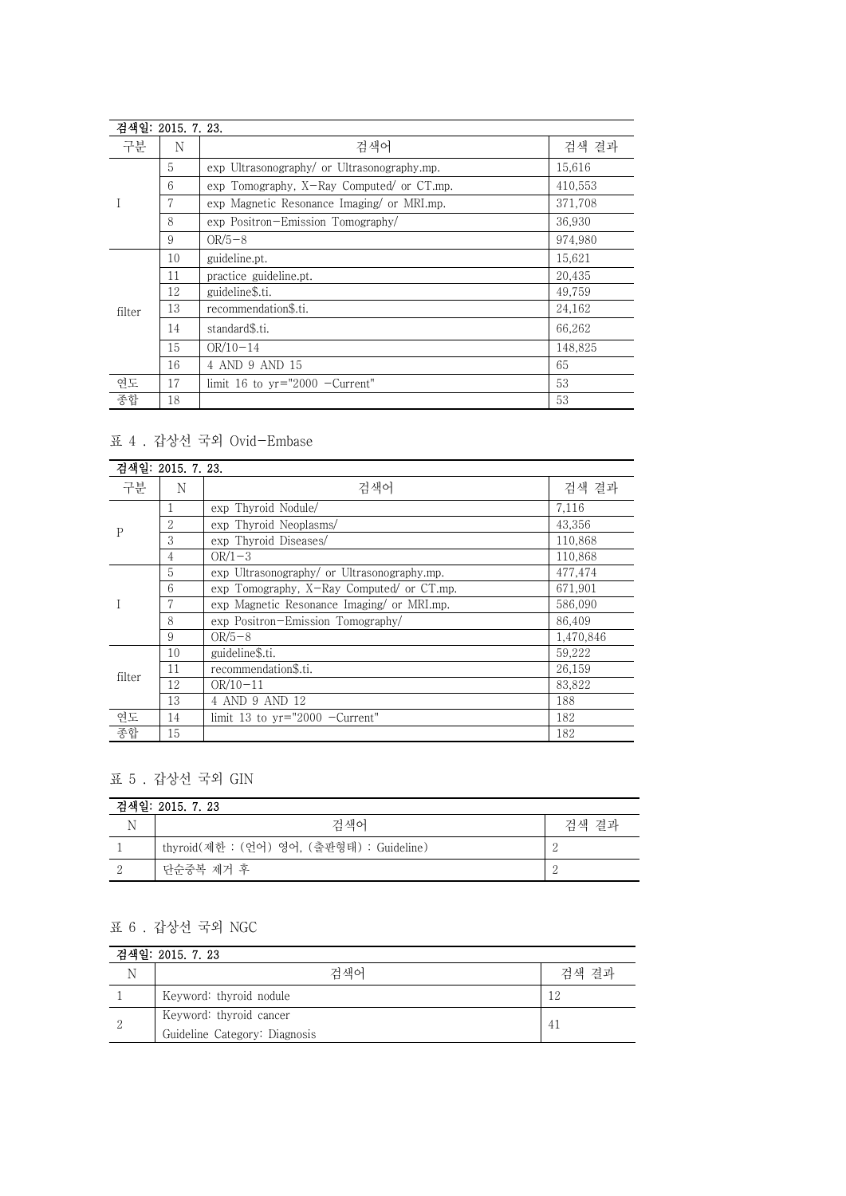| 검색일: 2015. 7. 23. | | | |
|---|---|---|---|
| 구분 | N | 검색어 | 검색 결과 |
| I | 5 | exp Ultrasonography/ or Ultrasonography.mp. | 15,616 |
| | 6 | exp Tomography, X-Ray Computed/ or CT.mp. | 410,553 |
| | 7 | exp Magnetic Resonance Imaging/ or MRI.mp. | 371,708 |
| | 8 | exp Positron-Emission Tomography/ | 36,930 |
| | 9 | OR/5-8 | 974,980 |
| filter | 10 | guideline.pt. | 15,621 |
| | 11 | practice guideline.pt. | 20,435 |
| | 12 | guideline$.ti. | 49,759 |
| | 13 | recommendation$.ti. | 24,162 |
| | 14 | standard$.ti. | 66,262 |
| | 15 | OR/10-14 | 148,825 |
| | 16 | 4 AND 9 AND 15 | 65 |
| 연도 | 17 | limit 16 to yr="2000 -Current" | 53 |
| 종합 | 18 | | 53 |

표 4 . 갑상선 국외 Ovid-Embase

| 검색일: 2015. 7. 23. | | | |
|---|---|---|---|
| 구분 | N | 검색어 | 검색 결과 |
| P | 1 | exp Thyroid Nodule/ | 7,116 |
| | 2 | exp Thyroid Neoplasms/ | 43,356 |
| | 3 | exp Thyroid Diseases/ | 110,868 |
| | 4 | OR/1-3 | 110,868 |
| I | 5 | exp Ultrasonography/ or Ultrasonography.mp. | 477,474 |
| | 6 | exp Tomography, X-Ray Computed/ or CT.mp. | 671,901 |
| | 7 | exp Magnetic Resonance Imaging/ or MRI.mp. | 586,090 |
| | 8 | exp Positron-Emission Tomography/ | 86,409 |
| | 9 | OR/5-8 | 1,470,846 |
| filter | 10 | guideline$.ti. | 59,222 |
| | 11 | recommendation$.ti. | 26,159 |
| | 12 | OR/10-11 | 83,822 |
| | 13 | 4 AND 9 AND 12 | 188 |
| 연도 | 14 | limit 13 to yr="2000 -Current" | 182 |
| 종합 | 15 | | 182 |

표 5 . 갑상선 국외 GIN

| 검색일: 2015. 7. 23 | | |
|---|---|---|
| N | 검색어 | 검색 결과 |
| 1 | thyroid(제한 : (언어) 영어, (출판형태) : Guideline) | 2 |
| 2 | 단순중복 제거 후 | 2 |

표 6 . 갑상선 국외 NGC

| 검색일: 2015. 7. 23 | | |
|---|---|---|
| N | 검색어 | 검색 결과 |
| 1 | Keyword: thyroid nodule | 12 |
| 2 | Keyword: thyroid cancer<br>Guideline Category: Diagnosis | 41 |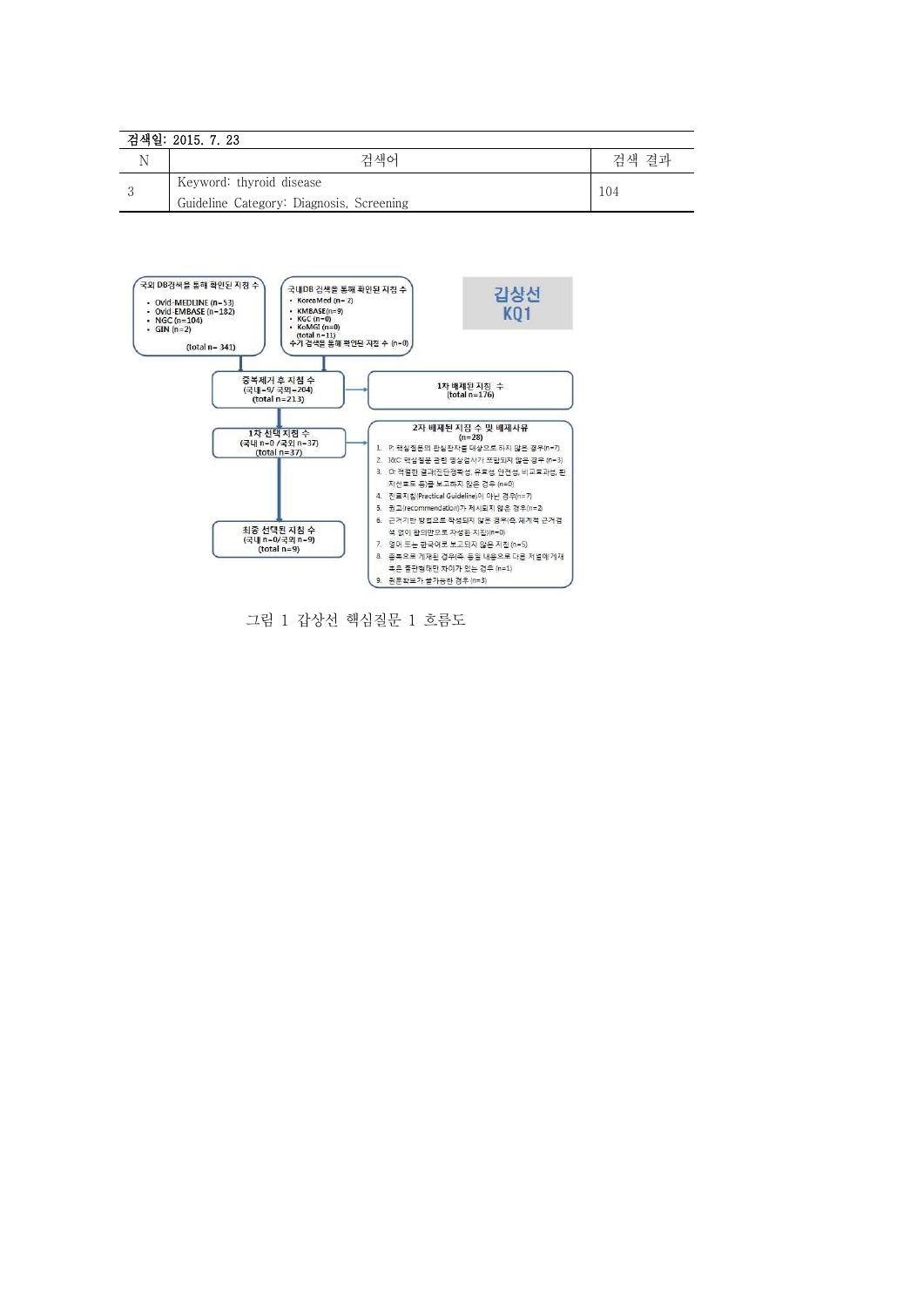검색일: 2015. 7. 23

| N | 검색어 | 검색 결과 |
|---|---|---|
| 3 | Keyword: thyroid disease<br>Guideline Category: Diagnosis, Screening | 104 |

국외 DB검색을 통해 확인된 지침 수
- Ovid-MEDLINE (n=53)
- Ovid-EMBASE (n=182)
- NGC (n=104)
- GIN (n=2)

(total n= 341)

국내DB 검색을 통해 확인된 지침 수
- KoreaMed (n= 2)
- KMBASE(n=9)
- KGC (n=0)
- KoMGI (n=0)

(total n=11)
수기 검색을 통해 확인된 지침 수 (n=0)

갑상선 KQ1

중복제거 후 지침 수
(국내=9/ 국외=204)
(total n=213)

1차 배제된 지침 수
(total n=176)

1차 선택 지침 수
(국내 n=0 /국외 n=37)
(total n=37)

2차 배제된 지침 수 및 배제사유
(n=28)
1. P: 핵심질문의 관심환자를 대상으로 하지 않은 경우(n=7)
2. I&C: 핵심질문 관련 영상검사가 포함되지 않은 경우 (n=3)
3. O: 적절한 결과(진단정확성, 유효성, 안전성, 비교효과성, 환자선호도 등)를 보고하지 않은 경우 (n=0)
4. 진료지침(Practical Guideline)이 아닌 경우(n=7)
5. 권고(recommendation)가 제시되지 않은 경우(n=2)
6. 근거기반 방법으로 작성되지 않은 경우(즉 체계적 근거검색 없이 합의만으로 작성된 지침)(n=0)
7. 영어 또는 한국어로 보고되지 않은 지침 (n=5)
8. 중복으로 게재된 경우(즉 동일 내용으로 다른 저널에게재 혹은 출판형태만 차이가 있는 경우 (n=1)
9. 원문확보가 불가능한 경우 (n=3)

최종 선택된 지침 수
(국내 n=0/국외 n=9)
(total n=9)

그림 1 갑상선 핵심질문 1 흐름도